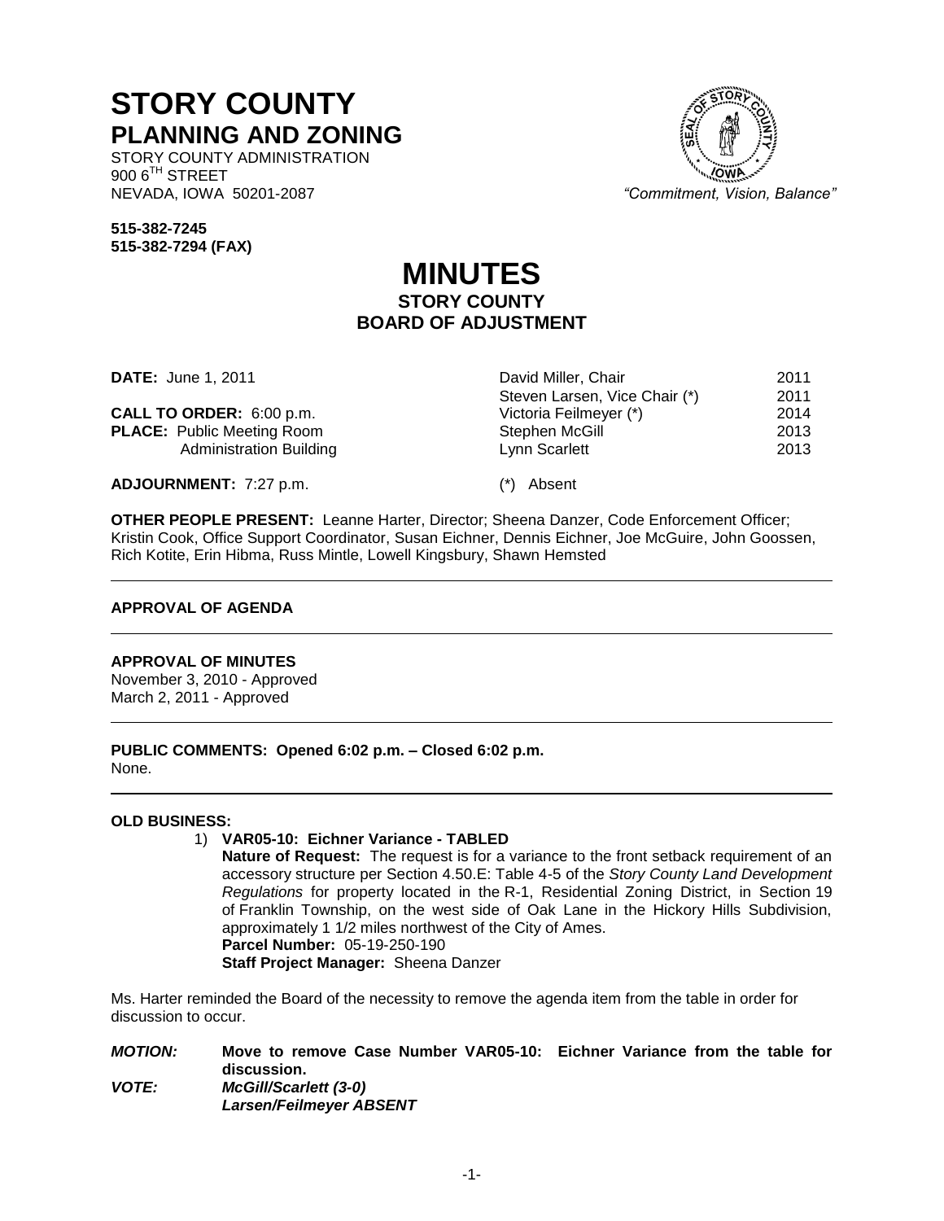# STORY COUNTY

## PLANNING AND ZONING

STORY COUNTY ADMINISTRATION
900 6TH STREET
NEVADA, IOWA 50201-2087

*"Commitment, Vision, Balance"*

**515-382-7245**
**515-382-7294 (FAX)**

# MINUTES

## STORY COUNTY BOARD OF ADJUSTMENT

**DATE:** June 1, 2011

**CALL TO ORDER:** 6:00 p.m.
**PLACE:** Public Meeting Room
Administration Building

**ADJOURNMENT:** 7:27 p.m.

| | |
|---|---|
| David Miller, Chair | 2011 |
| Steven Larsen, Vice Chair (*) | 2011 |
| Victoria Feilmeyer (*) | 2014 |
| Stephen McGill | 2013 |
| Lynn Scarlett | 2013 |

(*) Absent

**OTHER PEOPLE PRESENT:** Leanne Harter, Director; Sheena Danzer, Code Enforcement Officer; Kristin Cook, Office Support Coordinator, Susan Eichner, Dennis Eichner, Joe McGuire, John Goossen, Rich Kotite, Erin Hibma, Russ Mintle, Lowell Kingsbury, Shawn Hemsted

---

**APPROVAL OF AGENDA**

---

**APPROVAL OF MINUTES**
November 3, 2010 - Approved
March 2, 2011 - Approved

---

**PUBLIC COMMENTS: Opened 6:02 p.m. – Closed 6:02 p.m.**
None.

---

**OLD BUSINESS:**

1) **VAR05-10: Eichner Variance - TABLED**
**Nature of Request:** The request is for a variance to the front setback requirement of an accessory structure per Section 4.50.E: Table 4-5 of the *Story County Land Development Regulations* for property located in the R-1, Residential Zoning District, in Section 19 of Franklin Township, on the west side of Oak Lane in the Hickory Hills Subdivision, approximately 1 1/2 miles northwest of the City of Ames.
**Parcel Number:** 05-19-250-190
**Staff Project Manager:** Sheena Danzer

Ms. Harter reminded the Board of the necessity to remove the agenda item from the table in order for discussion to occur.

***MOTION:*** **Move to remove Case Number VAR05-10: Eichner Variance from the table for discussion.**
***VOTE:*** ***McGill/Scarlett (3-0)***
***Larsen/Feilmeyer ABSENT***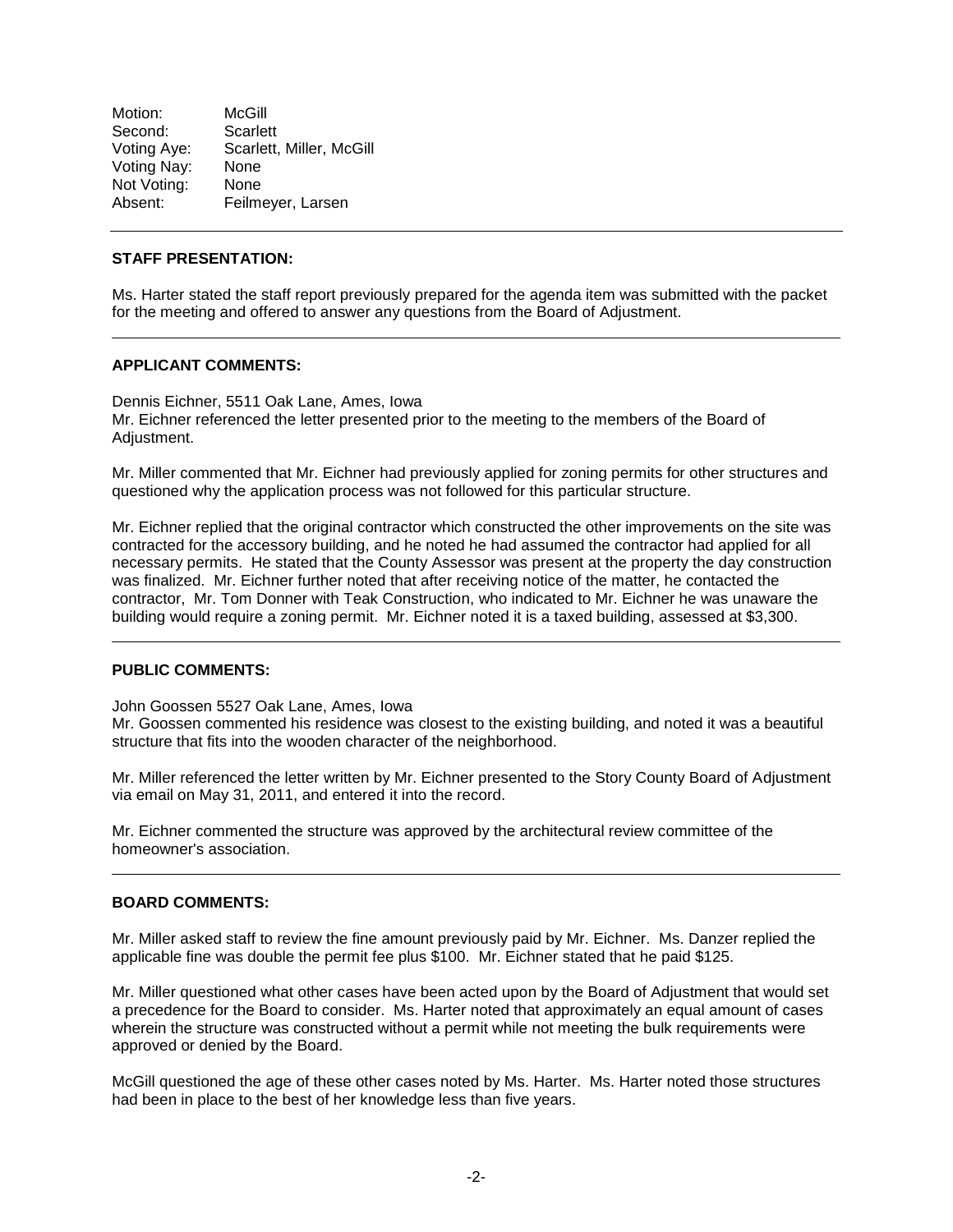| | |
|---|---|
| Motion: | McGill |
| Second: | Scarlett |
| Voting Aye: | Scarlett, Miller, McGill |
| Voting Nay: | None |
| Not Voting: | None |
| Absent: | Feilmeyer, Larsen |

---

**STAFF PRESENTATION:**

Ms. Harter stated the staff report previously prepared for the agenda item was submitted with the packet for the meeting and offered to answer any questions from the Board of Adjustment.

---

**APPLICANT COMMENTS:**

Dennis Eichner, 5511 Oak Lane, Ames, Iowa
Mr. Eichner referenced the letter presented prior to the meeting to the members of the Board of Adjustment.

Mr. Miller commented that Mr. Eichner had previously applied for zoning permits for other structures and questioned why the application process was not followed for this particular structure.

Mr. Eichner replied that the original contractor which constructed the other improvements on the site was contracted for the accessory building, and he noted he had assumed the contractor had applied for all necessary permits. He stated that the County Assessor was present at the property the day construction was finalized. Mr. Eichner further noted that after receiving notice of the matter, he contacted the contractor, Mr. Tom Donner with Teak Construction, who indicated to Mr. Eichner he was unaware the building would require a zoning permit. Mr. Eichner noted it is a taxed building, assessed at $3,300.

---

**PUBLIC COMMENTS:**

John Goossen 5527 Oak Lane, Ames, Iowa
Mr. Goossen commented his residence was closest to the existing building, and noted it was a beautiful structure that fits into the wooden character of the neighborhood.

Mr. Miller referenced the letter written by Mr. Eichner presented to the Story County Board of Adjustment via email on May 31, 2011, and entered it into the record.

Mr. Eichner commented the structure was approved by the architectural review committee of the homeowner's association.

---

**BOARD COMMENTS:**

Mr. Miller asked staff to review the fine amount previously paid by Mr. Eichner. Ms. Danzer replied the applicable fine was double the permit fee plus $100. Mr. Eichner stated that he paid $125.

Mr. Miller questioned what other cases have been acted upon by the Board of Adjustment that would set a precedence for the Board to consider. Ms. Harter noted that approximately an equal amount of cases wherein the structure was constructed without a permit while not meeting the bulk requirements were approved or denied by the Board.

McGill questioned the age of these other cases noted by Ms. Harter. Ms. Harter noted those structures had been in place to the best of her knowledge less than five years.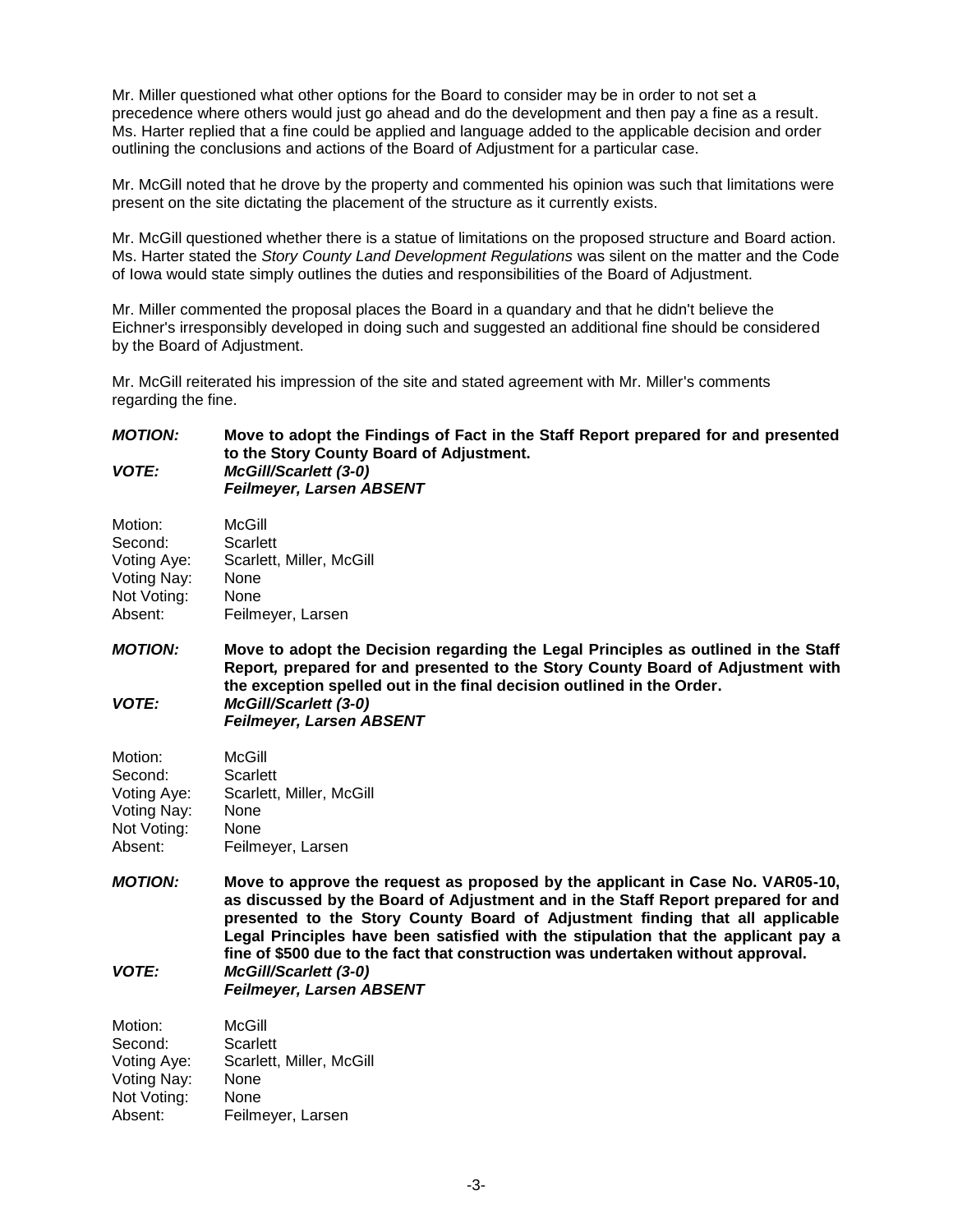Mr. Miller questioned what other options for the Board to consider may be in order to not set a precedence where others would just go ahead and do the development and then pay a fine as a result. Ms. Harter replied that a fine could be applied and language added to the applicable decision and order outlining the conclusions and actions of the Board of Adjustment for a particular case.

Mr. McGill noted that he drove by the property and commented his opinion was such that limitations were present on the site dictating the placement of the structure as it currently exists.

Mr. McGill questioned whether there is a statue of limitations on the proposed structure and Board action. Ms. Harter stated the *Story County Land Development Regulations* was silent on the matter and the Code of Iowa would state simply outlines the duties and responsibilities of the Board of Adjustment.

Mr. Miller commented the proposal places the Board in a quandary and that he didn't believe the Eichner's irresponsibly developed in doing such and suggested an additional fine should be considered by the Board of Adjustment.

Mr. McGill reiterated his impression of the site and stated agreement with Mr. Miller's comments regarding the fine.

***MOTION:*** **Move to adopt the Findings of Fact in the Staff Report prepared for and presented to the Story County Board of Adjustment.**
***VOTE:*** ***McGill/Scarlett (3-0)***
***Feilmeyer, Larsen ABSENT***

Motion: McGill
Second: Scarlett
Voting Aye: Scarlett, Miller, McGill
Voting Nay: None
Not Voting: None
Absent: Feilmeyer, Larsen

***MOTION:*** **Move to adopt the Decision regarding the Legal Principles as outlined in the Staff Report, prepared for and presented to the Story County Board of Adjustment with the exception spelled out in the final decision outlined in the Order.**
***VOTE:*** ***McGill/Scarlett (3-0)***
***Feilmeyer, Larsen ABSENT***

Motion: McGill
Second: Scarlett
Voting Aye: Scarlett, Miller, McGill
Voting Nay: None
Not Voting: None
Absent: Feilmeyer, Larsen

***MOTION:*** **Move to approve the request as proposed by the applicant in Case No. VAR05-10, as discussed by the Board of Adjustment and in the Staff Report prepared for and presented to the Story County Board of Adjustment finding that all applicable Legal Principles have been satisfied with the stipulation that the applicant pay a fine of $500 due to the fact that construction was undertaken without approval.**
***VOTE:*** ***McGill/Scarlett (3-0)***
***Feilmeyer, Larsen ABSENT***

Motion: McGill
Second: Scarlett
Voting Aye: Scarlett, Miller, McGill
Voting Nay: None
Not Voting: None
Absent: Feilmeyer, Larsen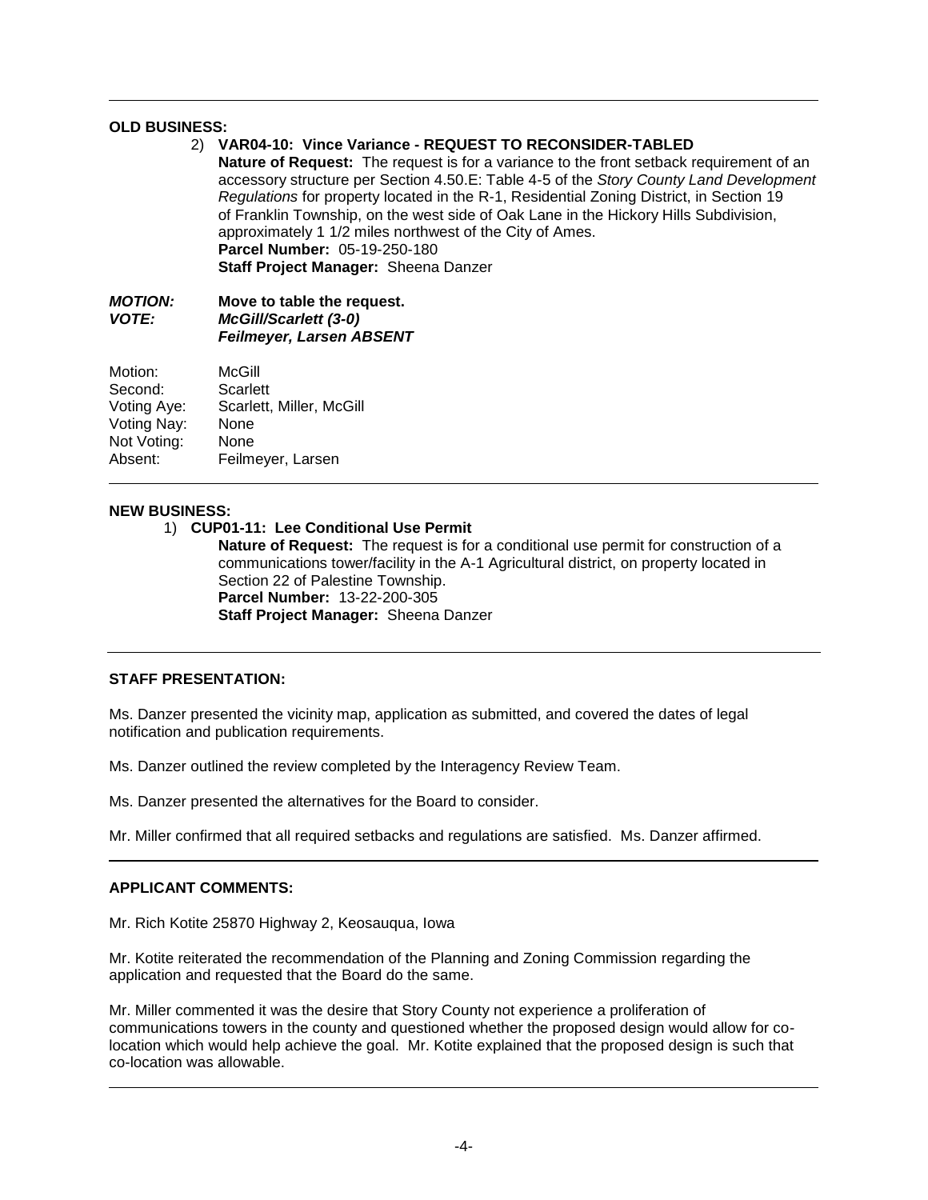---

**OLD BUSINESS:**

2) **VAR04-10: Vince Variance - REQUEST TO RECONSIDER-TABLED**
**Nature of Request:** The request is for a variance to the front setback requirement of an accessory structure per Section 4.50.E: Table 4-5 of the *Story County Land Development Regulations* for property located in the R-1, Residential Zoning District, in Section 19 of Franklin Township, on the west side of Oak Lane in the Hickory Hills Subdivision, approximately 1 1/2 miles northwest of the City of Ames.
**Parcel Number:** 05-19-250-180
**Staff Project Manager:** Sheena Danzer

***MOTION:*** **Move to table the request.**
***VOTE:*** ***McGill/Scarlett (3-0)***
***Feilmeyer, Larsen ABSENT***

| | |
|---|---|
| Motion: | McGill |
| Second: | Scarlett |
| Voting Aye: | Scarlett, Miller, McGill |
| Voting Nay: | None |
| Not Voting: | None |
| Absent: | Feilmeyer, Larsen |

---

**NEW BUSINESS:**

1) **CUP01-11: Lee Conditional Use Permit**
**Nature of Request:** The request is for a conditional use permit for construction of a communications tower/facility in the A-1 Agricultural district, on property located in Section 22 of Palestine Township.
**Parcel Number:** 13-22-200-305
**Staff Project Manager:** Sheena Danzer

---

**STAFF PRESENTATION:**

Ms. Danzer presented the vicinity map, application as submitted, and covered the dates of legal notification and publication requirements.

Ms. Danzer outlined the review completed by the Interagency Review Team.

Ms. Danzer presented the alternatives for the Board to consider.

Mr. Miller confirmed that all required setbacks and regulations are satisfied. Ms. Danzer affirmed.

---

**APPLICANT COMMENTS:**

Mr. Rich Kotite 25870 Highway 2, Keosauqua, Iowa

Mr. Kotite reiterated the recommendation of the Planning and Zoning Commission regarding the application and requested that the Board do the same.

Mr. Miller commented it was the desire that Story County not experience a proliferation of communications towers in the county and questioned whether the proposed design would allow for co-location which would help achieve the goal. Mr. Kotite explained that the proposed design is such that co-location was allowable.

---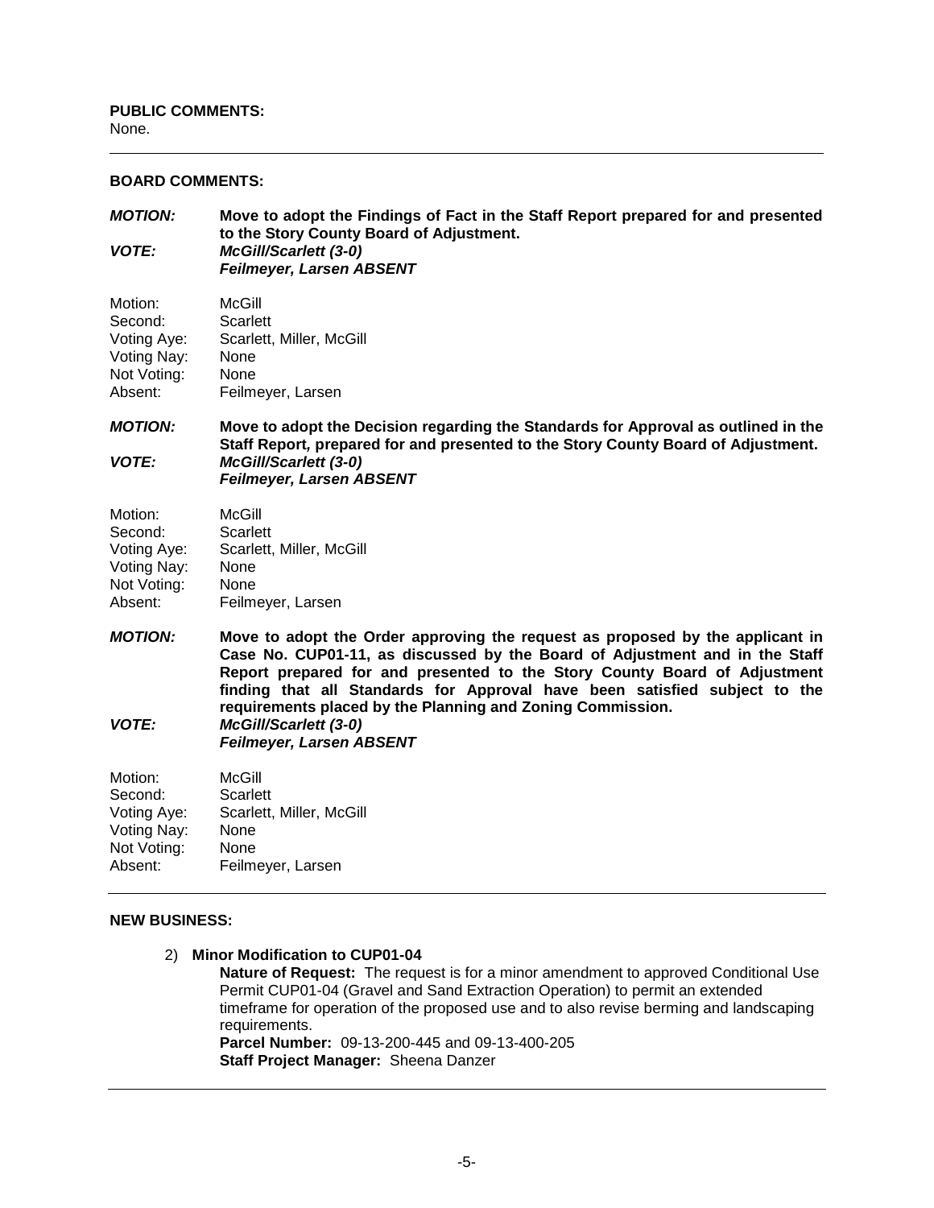**PUBLIC COMMENTS:**
None.

---

**BOARD COMMENTS:**

***MOTION:*** **Move to adopt the Findings of Fact in the Staff Report prepared for and presented to the Story County Board of Adjustment.**
***VOTE:*** ***McGill/Scarlett (3-0)***
***Feilmeyer, Larsen ABSENT***

Motion: McGill
Second: Scarlett
Voting Aye: Scarlett, Miller, McGill
Voting Nay: None
Not Voting: None
Absent: Feilmeyer, Larsen

***MOTION:*** **Move to adopt the Decision regarding the Standards for Approval as outlined in the Staff Report, prepared for and presented to the Story County Board of Adjustment.**
***VOTE:*** ***McGill/Scarlett (3-0)***
***Feilmeyer, Larsen ABSENT***

Motion: McGill
Second: Scarlett
Voting Aye: Scarlett, Miller, McGill
Voting Nay: None
Not Voting: None
Absent: Feilmeyer, Larsen

***MOTION:*** **Move to adopt the Order approving the request as proposed by the applicant in Case No. CUP01-11, as discussed by the Board of Adjustment and in the Staff Report prepared for and presented to the Story County Board of Adjustment finding that all Standards for Approval have been satisfied subject to the requirements placed by the Planning and Zoning Commission.**
***VOTE:*** ***McGill/Scarlett (3-0)***
***Feilmeyer, Larsen ABSENT***

Motion: McGill
Second: Scarlett
Voting Aye: Scarlett, Miller, McGill
Voting Nay: None
Not Voting: None
Absent: Feilmeyer, Larsen

---

**NEW BUSINESS:**

2) **Minor Modification to CUP01-04**
**Nature of Request:** The request is for a minor amendment to approved Conditional Use Permit CUP01-04 (Gravel and Sand Extraction Operation) to permit an extended timeframe for operation of the proposed use and to also revise berming and landscaping requirements.
**Parcel Number:** 09-13-200-445 and 09-13-400-205
**Staff Project Manager:** Sheena Danzer

---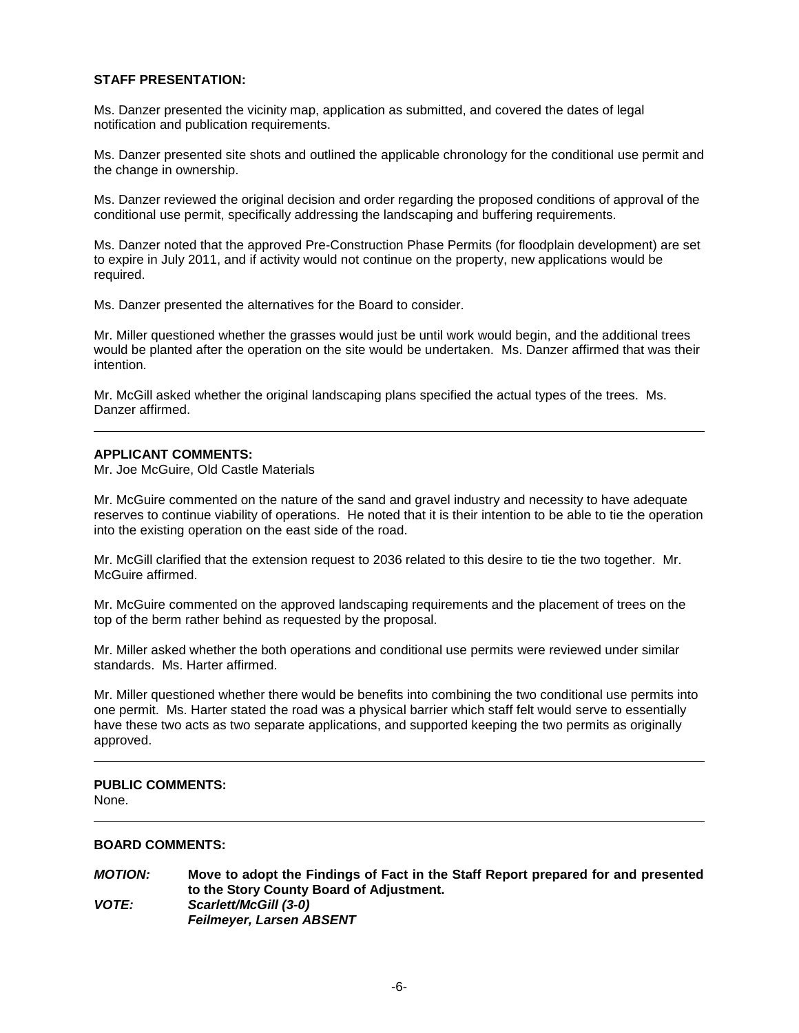**STAFF PRESENTATION:**

Ms. Danzer presented the vicinity map, application as submitted, and covered the dates of legal notification and publication requirements.

Ms. Danzer presented site shots and outlined the applicable chronology for the conditional use permit and the change in ownership.

Ms. Danzer reviewed the original decision and order regarding the proposed conditions of approval of the conditional use permit, specifically addressing the landscaping and buffering requirements.

Ms. Danzer noted that the approved Pre-Construction Phase Permits (for floodplain development) are set to expire in July 2011, and if activity would not continue on the property, new applications would be required.

Ms. Danzer presented the alternatives for the Board to consider.

Mr. Miller questioned whether the grasses would just be until work would begin, and the additional trees would be planted after the operation on the site would be undertaken. Ms. Danzer affirmed that was their intention.

Mr. McGill asked whether the original landscaping plans specified the actual types of the trees. Ms. Danzer affirmed.

---

**APPLICANT COMMENTS:**
Mr. Joe McGuire, Old Castle Materials

Mr. McGuire commented on the nature of the sand and gravel industry and necessity to have adequate reserves to continue viability of operations. He noted that it is their intention to be able to tie the operation into the existing operation on the east side of the road.

Mr. McGill clarified that the extension request to 2036 related to this desire to tie the two together. Mr. McGuire affirmed.

Mr. McGuire commented on the approved landscaping requirements and the placement of trees on the top of the berm rather behind as requested by the proposal.

Mr. Miller asked whether the both operations and conditional use permits were reviewed under similar standards. Ms. Harter affirmed.

Mr. Miller questioned whether there would be benefits into combining the two conditional use permits into one permit. Ms. Harter stated the road was a physical barrier which staff felt would serve to essentially have these two acts as two separate applications, and supported keeping the two permits as originally approved.

---

**PUBLIC COMMENTS:**
None.

---

**BOARD COMMENTS:**

***MOTION:*** **Move to adopt the Findings of Fact in the Staff Report prepared for and presented to the Story County Board of Adjustment.**
***VOTE:*** ***Scarlett/McGill (3-0)***
***Feilmeyer, Larsen ABSENT***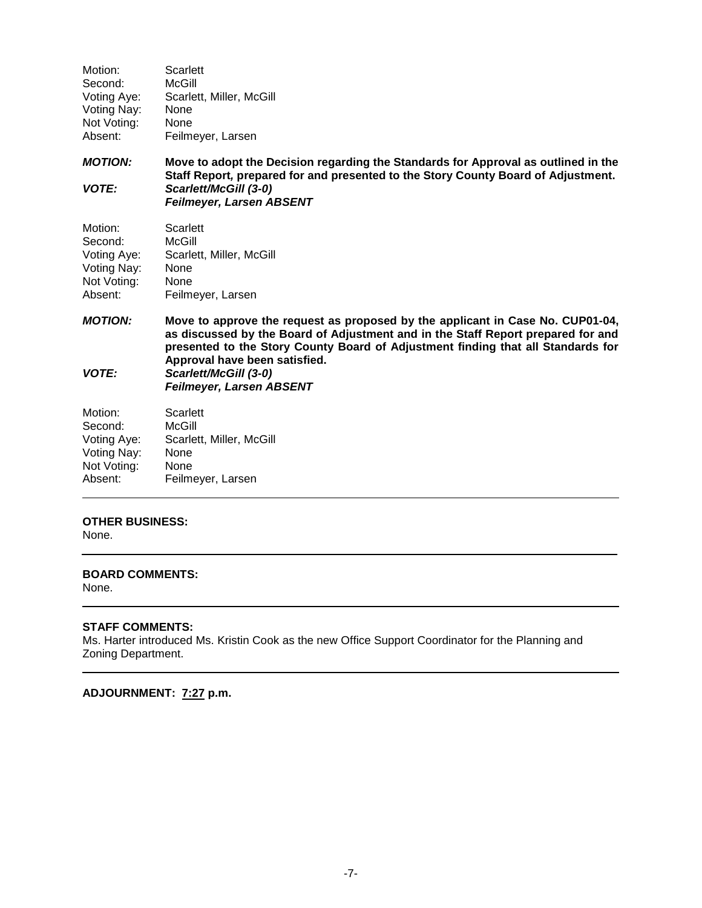Motion: Scarlett
Second: McGill
Voting Aye: Scarlett, Miller, McGill
Voting Nay: None
Not Voting: None
Absent: Feilmeyer, Larsen

***MOTION:*** **Move to adopt the Decision regarding the Standards for Approval as outlined in the Staff Report, prepared for and presented to the Story County Board of Adjustment.**

***VOTE:*** ***Scarlett/McGill (3-0)***
***Feilmeyer, Larsen ABSENT***

Motion: Scarlett
Second: McGill
Voting Aye: Scarlett, Miller, McGill
Voting Nay: None
Not Voting: None
Absent: Feilmeyer, Larsen

***MOTION:*** **Move to approve the request as proposed by the applicant in Case No. CUP01-04, as discussed by the Board of Adjustment and in the Staff Report prepared for and presented to the Story County Board of Adjustment finding that all Standards for Approval have been satisfied.**

***VOTE:*** ***Scarlett/McGill (3-0)***
***Feilmeyer, Larsen ABSENT***

Motion: Scarlett
Second: McGill
Voting Aye: Scarlett, Miller, McGill
Voting Nay: None
Not Voting: None
Absent: Feilmeyer, Larsen

---

**OTHER BUSINESS:**
None.

---

**BOARD COMMENTS:**
None.

---

**STAFF COMMENTS:**
Ms. Harter introduced Ms. Kristin Cook as the new Office Support Coordinator for the Planning and Zoning Department.

---

**ADJOURNMENT: 7:27 p.m.**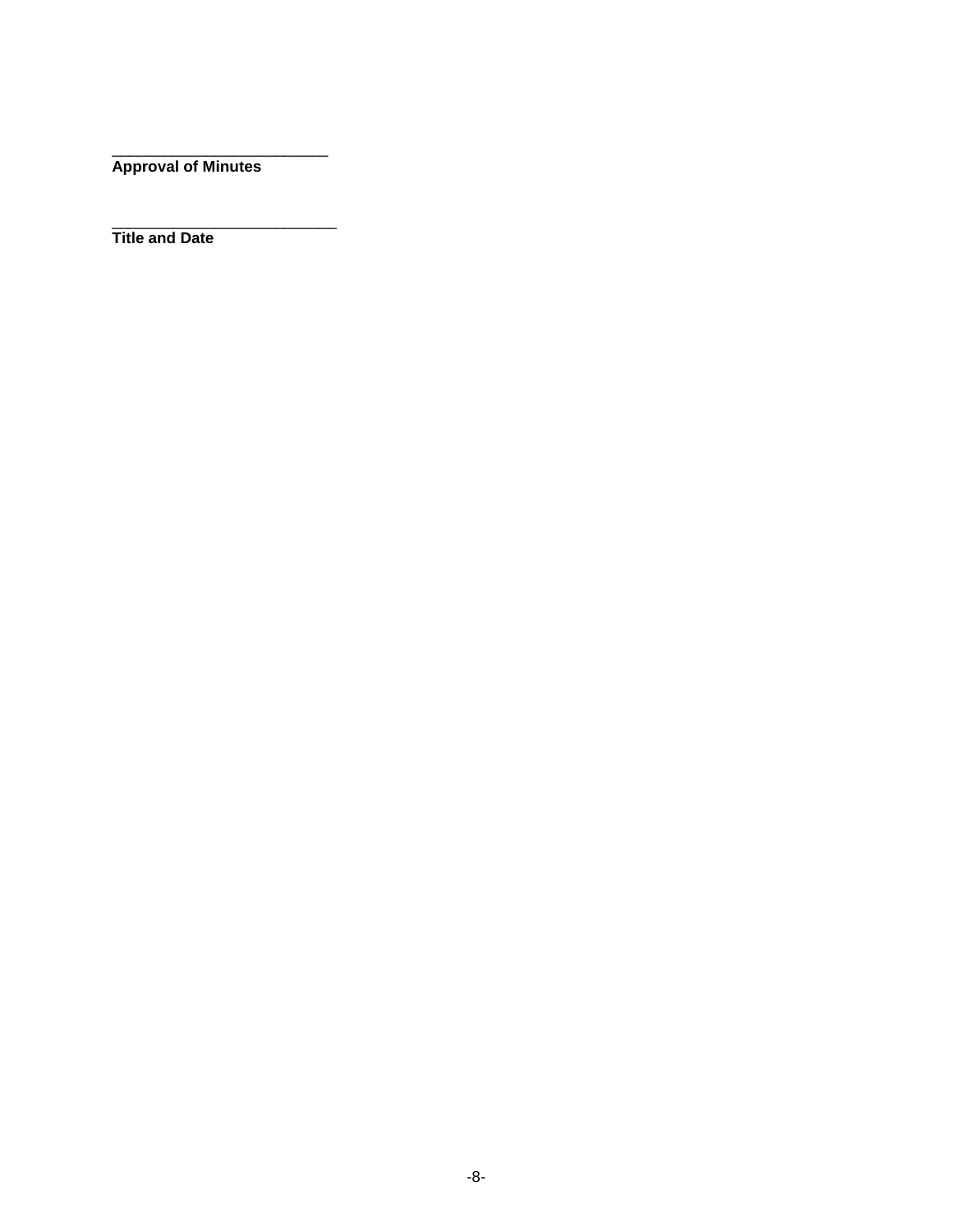_________________________
**Approval of Minutes**

__________________________
**Title and Date**